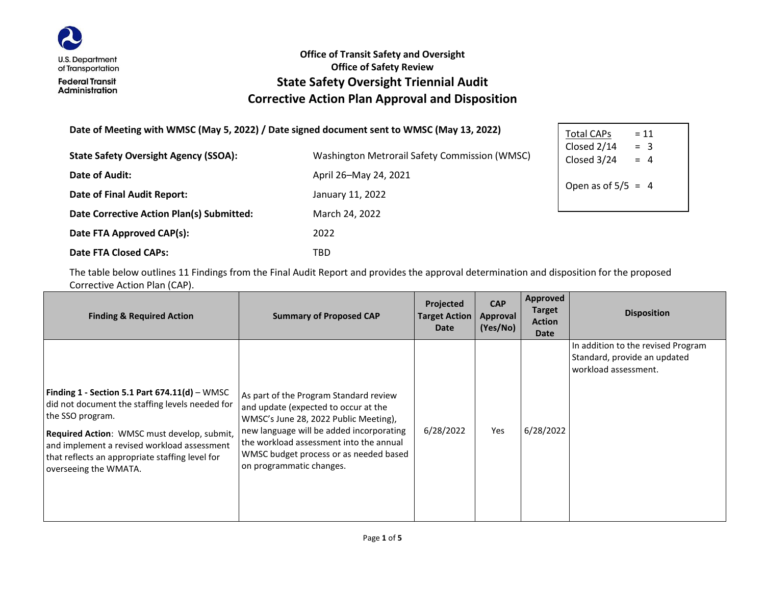U.S. Department of Transportation
Federal Transit Administration

## Office of Transit Safety and Oversight
## Office of Safety Review
# State Safety Oversight Triennial Audit
# Corrective Action Plan Approval and Disposition

**Date of Meeting with WMSC (May 5, 2022) / Date signed document sent to WMSC (May 13, 2022)**

| | |
|---|---|
| Total CAPs | = 11 |
| Closed 2/14 | = 3 |
| Closed 3/24 | = 4 |
| Open as of 5/5 | = 4 |

**State Safety Oversight Agency (SSOA):** Washington Metrorail Safety Commission (WMSC)

**Date of Audit:** April 26–May 24, 2021

**Date of Final Audit Report:** January 11, 2022

**Date Corrective Action Plan(s) Submitted:** March 24, 2022

**Date FTA Approved CAP(s):** 2022

**Date FTA Closed CAPs:** TBD

The table below outlines 11 Findings from the Final Audit Report and provides the approval determination and disposition for the proposed Corrective Action Plan (CAP).

| Finding & Required Action | Summary of Proposed CAP | Projected Target Action Date | CAP Approval (Yes/No) | Approved Target Action Date | Disposition |
|---|---|---|---|---|---|
| **Finding 1 - Section 5.1 Part 674.11(d)** – WMSC did not document the staffing levels needed for the SSO program.<br>**Required Action**: WMSC must develop, submit, and implement a revised workload assessment that reflects an appropriate staffing level for overseeing the WMATA. | As part of the Program Standard review and update (expected to occur at the WMSC's June 28, 2022 Public Meeting), new language will be added incorporating the workload assessment into the annual WMSC budget process or as needed based on programmatic changes. | 6/28/2022 | Yes | 6/28/2022 | In addition to the revised Program Standard, provide an updated workload assessment. |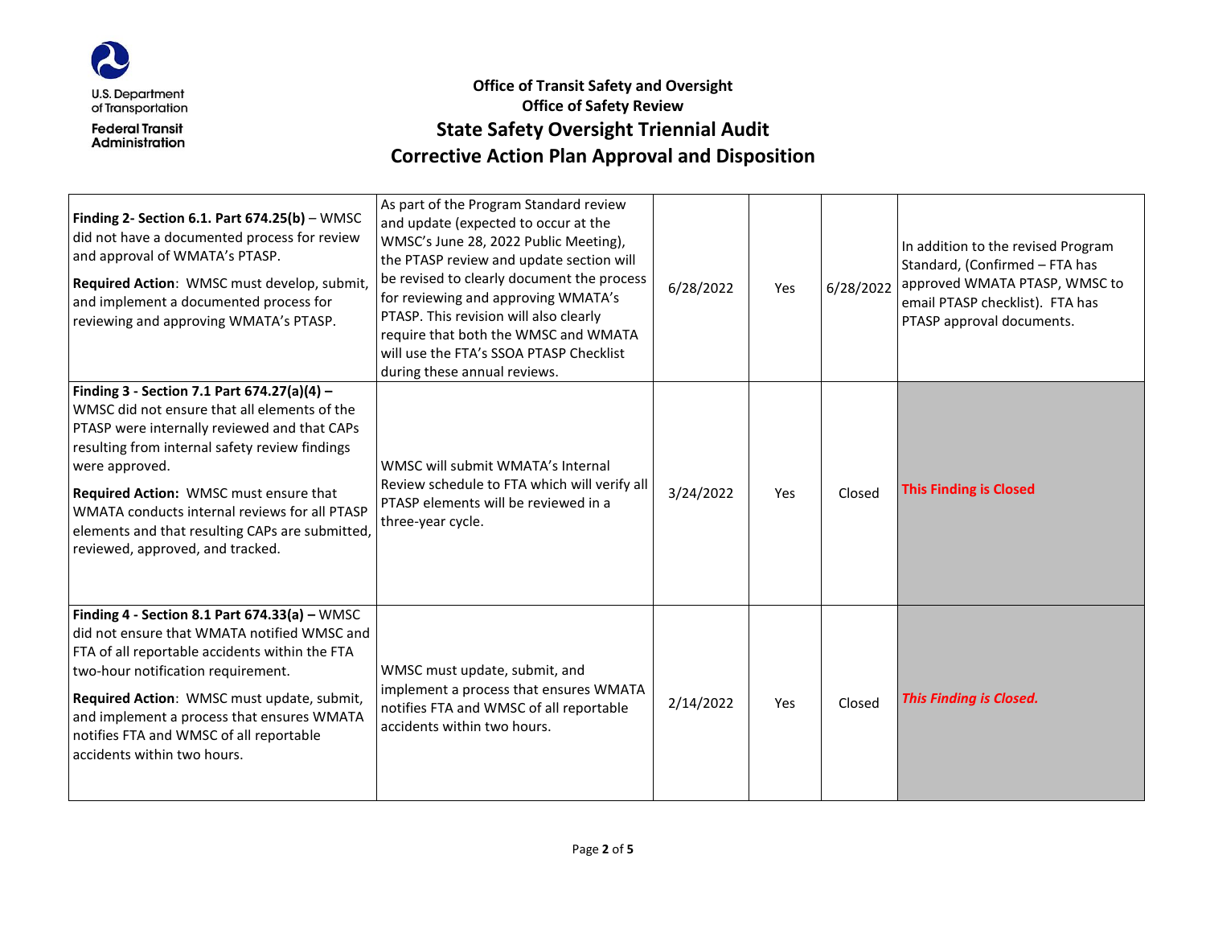**Office of Transit Safety and Oversight**
**Office of Safety Review**

# State Safety Oversight Triennial Audit
# Corrective Action Plan Approval and Disposition

| | | | | | |
|---|---|---|---|---|---|
| **Finding 2- Section 6.1. Part 674.25(b)** – WMSC did not have a documented process for review and approval of WMATA's PTASP.<br><br>**Required Action**: WMSC must develop, submit, and implement a documented process for reviewing and approving WMATA's PTASP. | As part of the Program Standard review and update (expected to occur at the WMSC's June 28, 2022 Public Meeting), the PTASP review and update section will be revised to clearly document the process for reviewing and approving WMATA's PTASP. This revision will also clearly require that both the WMSC and WMATA will use the FTA's SSOA PTASP Checklist during these annual reviews. | 6/28/2022 | Yes | 6/28/2022 | In addition to the revised Program Standard, (Confirmed – FTA has approved WMATA PTASP, WMSC to email PTASP checklist). FTA has PTASP approval documents. |
| **Finding 3 - Section 7.1 Part 674.27(a)(4) –** WMSC did not ensure that all elements of the PTASP were internally reviewed and that CAPs resulting from internal safety review findings were approved.<br><br>**Required Action:** WMSC must ensure that WMATA conducts internal reviews for all PTASP elements and that resulting CAPs are submitted, reviewed, approved, and tracked. | WMSC will submit WMATA's Internal Review schedule to FTA which will verify all PTASP elements will be reviewed in a three-year cycle. | 3/24/2022 | Yes | Closed | **This Finding is Closed** |
| **Finding 4 - Section 8.1 Part 674.33(a) –** WMSC did not ensure that WMATA notified WMSC and FTA of all reportable accidents within the FTA two-hour notification requirement.<br><br>**Required Action**: WMSC must update, submit, and implement a process that ensures WMATA notifies FTA and WMSC of all reportable accidents within two hours. | WMSC must update, submit, and implement a process that ensures WMATA notifies FTA and WMSC of all reportable accidents within two hours. | 2/14/2022 | Yes | Closed | ***This Finding is Closed.*** |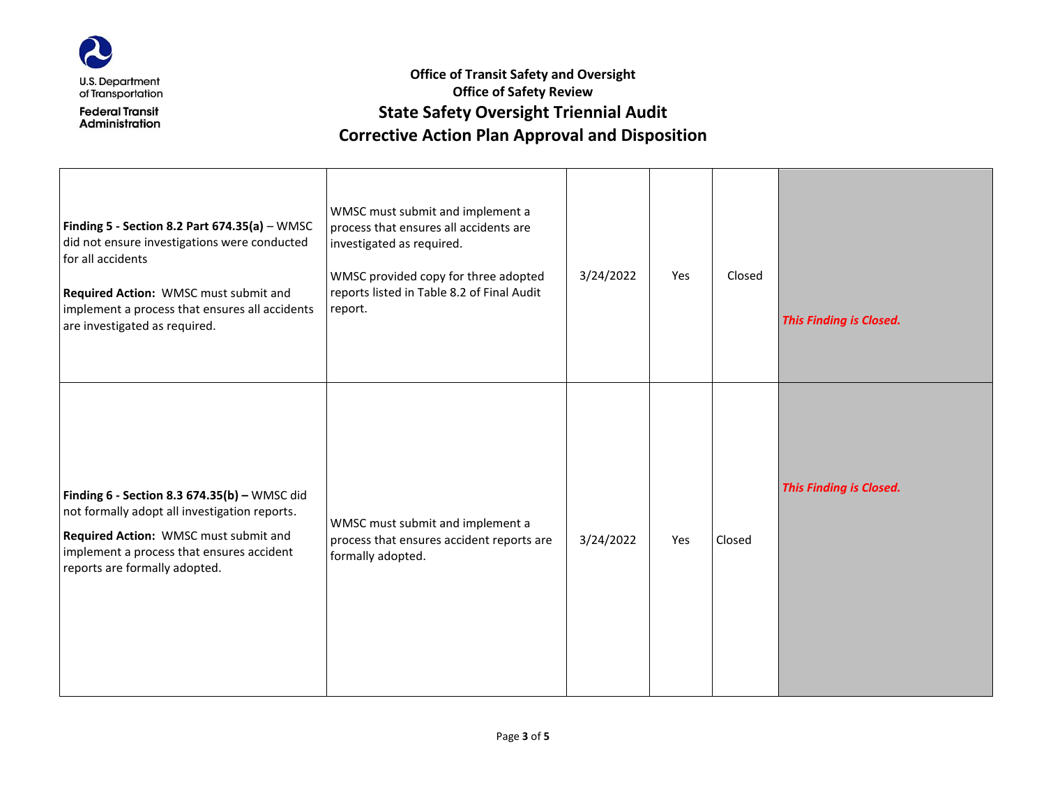U.S. Department of Transportation
Federal Transit Administration

**Office of Transit Safety and Oversight**
**Office of Safety Review**

## State Safety Oversight Triennial Audit
## Corrective Action Plan Approval and Disposition

| | | | | | |
|---|---|---|---|---|---|
| **Finding 5 - Section 8.2 Part 674.35(a)** – WMSC did not ensure investigations were conducted for all accidents<br><br>**Required Action:** WMSC must submit and implement a process that ensures all accidents are investigated as required. | WMSC must submit and implement a process that ensures all accidents are investigated as required.<br><br>WMSC provided copy for three adopted reports listed in Table 8.2 of Final Audit report. | 3/24/2022 | Yes | Closed | ***This Finding is Closed.*** |
| **Finding 6 - Section 8.3 674.35(b) –** WMSC did not formally adopt all investigation reports.<br>**Required Action:** WMSC must submit and implement a process that ensures accident reports are formally adopted. | WMSC must submit and implement a process that ensures accident reports are formally adopted. | 3/24/2022 | Yes | Closed | ***This Finding is Closed.*** |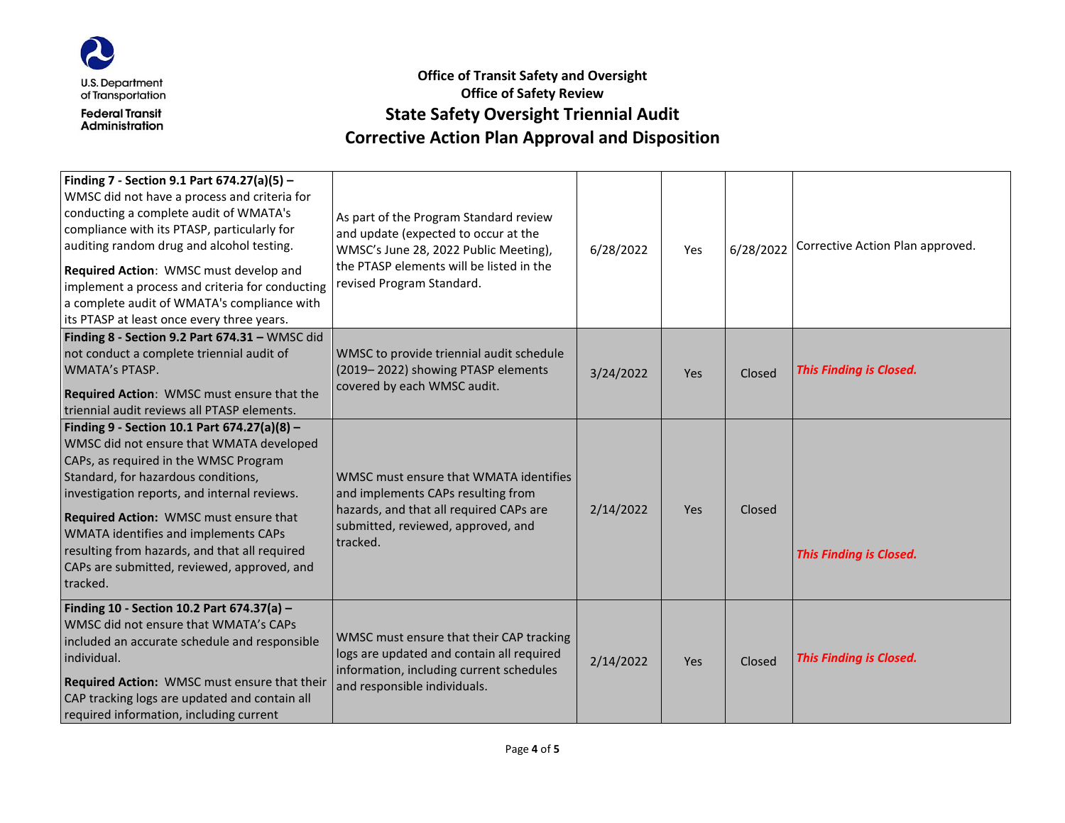# Office of Transit Safety and Oversight
## Office of Safety Review
## State Safety Oversight Triennial Audit
## Corrective Action Plan Approval and Disposition

| | | | | | |
|---|---|---|---|---|---|
| **Finding 7 - Section 9.1 Part 674.27(a)(5) –** WMSC did not have a process and criteria for conducting a complete audit of WMATA's compliance with its PTASP, particularly for auditing random drug and alcohol testing.<br>**Required Action**: WMSC must develop and implement a process and criteria for conducting a complete audit of WMATA's compliance with its PTASP at least once every three years. | As part of the Program Standard review and update (expected to occur at the WMSC's June 28, 2022 Public Meeting), the PTASP elements will be listed in the revised Program Standard. | 6/28/2022 | Yes | 6/28/2022 | Corrective Action Plan approved. |
| **Finding 8 - Section 9.2 Part 674.31 –** WMSC did not conduct a complete triennial audit of WMATA's PTASP.<br>**Required Action**: WMSC must ensure that the triennial audit reviews all PTASP elements. | WMSC to provide triennial audit schedule (2019– 2022) showing PTASP elements covered by each WMSC audit. | 3/24/2022 | Yes | Closed | ***This Finding is Closed.*** |
| **Finding 9 - Section 10.1 Part 674.27(a)(8) –** WMSC did not ensure that WMATA developed CAPs, as required in the WMSC Program Standard, for hazardous conditions, investigation reports, and internal reviews.<br>**Required Action:** WMSC must ensure that WMATA identifies and implements CAPs resulting from hazards, and that all required CAPs are submitted, reviewed, approved, and tracked. | WMSC must ensure that WMATA identifies and implements CAPs resulting from hazards, and that all required CAPs are submitted, reviewed, approved, and tracked. | 2/14/2022 | Yes | Closed | ***This Finding is Closed.*** |
| **Finding 10 - Section 10.2 Part 674.37(a) –** WMSC did not ensure that WMATA's CAPs included an accurate schedule and responsible individual.<br>**Required Action:** WMSC must ensure that their CAP tracking logs are updated and contain all required information, including current | WMSC must ensure that their CAP tracking logs are updated and contain all required information, including current schedules and responsible individuals. | 2/14/2022 | Yes | Closed | ***This Finding is Closed.*** |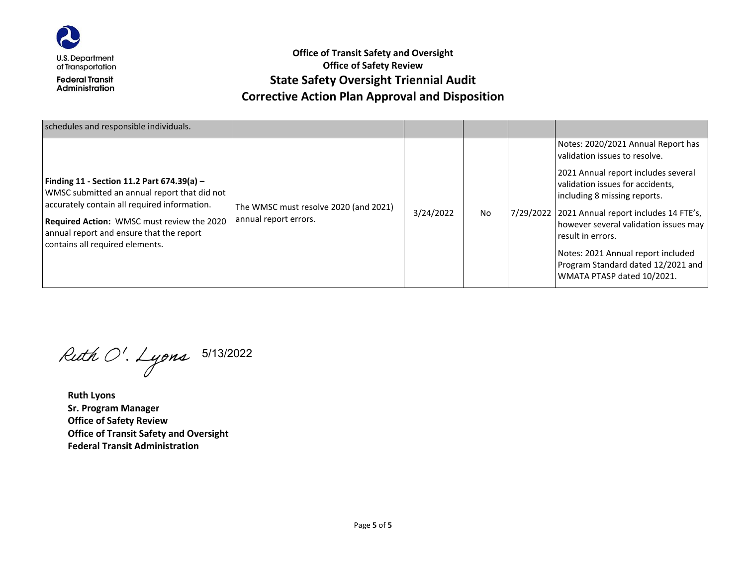**Office of Transit Safety and Oversight**

**Office of Safety Review**

## State Safety Oversight Triennial Audit

## Corrective Action Plan Approval and Disposition

| | | | | | |
|---|---|---|---|---|---|
| schedules and responsible individuals. | | | | | |
| **Finding 11 - Section 11.2 Part 674.39(a) –** WMSC submitted an annual report that did not accurately contain all required information.<br><br>**Required Action:** WMSC must review the 2020 annual report and ensure that the report contains all required elements. | The WMSC must resolve 2020 (and 2021) annual report errors. | 3/24/2022 | No | 7/29/2022 | Notes: 2020/2021 Annual Report has validation issues to resolve.<br><br>2021 Annual report includes several validation issues for accidents, including 8 missing reports.<br><br>2021 Annual report includes 14 FTE's, however several validation issues may result in errors.<br><br>Notes: 2021 Annual report included Program Standard dated 12/2021 and WMATA PTASP dated 10/2021. |

*Ruth O'. Lyons* 5/13/2022

**Ruth Lyons**
**Sr. Program Manager**
**Office of Safety Review**
**Office of Transit Safety and Oversight**
**Federal Transit Administration**